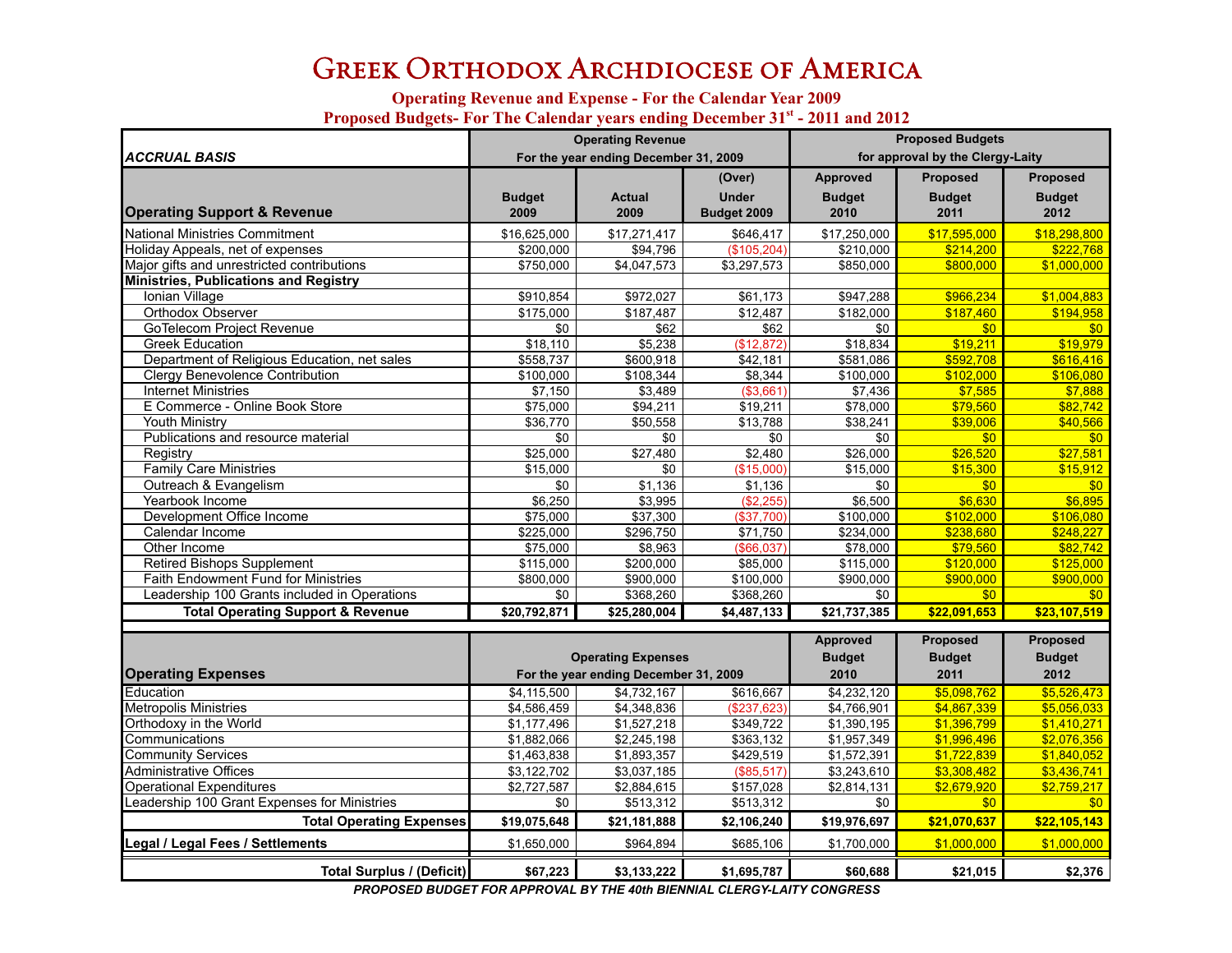# Greek Orthodox Archdiocese of America

**Operating Revenue and Expense - For the Calendar Year 2009**

**Proposed Budgets- For The Calendar years ending December 31st - 2011 and 2012**

| *ACCRUAL BASIS* | Operating Revenue For the year ending December 31, 2009 | | | Proposed Budgets for approval by the Clergy-Laity | | |
|---|---|---|---|---|---|---|
| **Operating Support & Revenue** | Budget 2009 | Actual 2009 | (Over) Under Budget 2009 | Approved Budget 2010 | Proposed Budget 2011 | Proposed Budget 2012 |
| National Ministries Commitment | $16,625,000 | $17,271,417 | $646,417 | $17,250,000 | $17,595,000 | $18,298,800 |
| Holiday Appeals, net of expenses | $200,000 | $94,796 | ($105,204) | $210,000 | $214,200 | $222,768 |
| Major gifts and unrestricted contributions | $750,000 | $4,047,573 | $3,297,573 | $850,000 | $800,000 | $1,000,000 |
| **Ministries, Publications and Registry** | | | | | | |
| Ionian Village | $910,854 | $972,027 | $61,173 | $947,288 | $966,234 | $1,004,883 |
| Orthodox Observer | $175,000 | $187,487 | $12,487 | $182,000 | $187,460 | $194,958 |
| GoTelecom Project Revenue | $0 | $62 | $62 | $0 | $0 | $0 |
| Greek Education | $18,110 | $5,238 | ($12,872) | $18,834 | $19,211 | $19,979 |
| Department of Religious Education, net sales | $558,737 | $600,918 | $42,181 | $581,086 | $592,708 | $616,416 |
| Clergy Benevolence Contribution | $100,000 | $108,344 | $8,344 | $100,000 | $102,000 | $106,080 |
| Internet Ministries | $7,150 | $3,489 | ($3,661) | $7,436 | $7,585 | $7,888 |
| E Commerce - Online Book Store | $75,000 | $94,211 | $19,211 | $78,000 | $79,560 | $82,742 |
| Youth Ministry | $36,770 | $50,558 | $13,788 | $38,241 | $39,006 | $40,566 |
| Publications and resource material | $0 | $0 | $0 | $0 | $0 | $0 |
| Registry | $25,000 | $27,480 | $2,480 | $26,000 | $26,520 | $27,581 |
| Family Care Ministries | $15,000 | $0 | ($15,000) | $15,000 | $15,300 | $15,912 |
| Outreach & Evangelism | $0 | $1,136 | $1,136 | $0 | $0 | $0 |
| Yearbook Income | $6,250 | $3,995 | ($2,255) | $6,500 | $6,630 | $6,895 |
| Development Office Income | $75,000 | $37,300 | ($37,700) | $100,000 | $102,000 | $106,080 |
| Calendar Income | $225,000 | $296,750 | $71,750 | $234,000 | $238,680 | $248,227 |
| Other Income | $75,000 | $8,963 | ($66,037) | $78,000 | $79,560 | $82,742 |
| Retired Bishops Supplement | $115,000 | $200,000 | $85,000 | $115,000 | $120,000 | $125,000 |
| Faith Endowment Fund for Ministries | $800,000 | $900,000 | $100,000 | $900,000 | $900,000 | $900,000 |
| Leadership 100 Grants included in Operations | $0 | $368,260 | $368,260 | $0 | $0 | $0 |
| **Total Operating Support & Revenue** | **$20,792,871** | **$25,280,004** | **$4,487,133** | **$21,737,385** | **$22,091,653** | **$23,107,519** |
| **Operating Expenses** | Operating Expenses For the year ending December 31, 2009 | | | Approved Budget 2010 | Proposed Budget 2011 | Proposed Budget 2012 |
| Education | $4,115,500 | $4,732,167 | $616,667 | $4,232,120 | $5,098,762 | $5,526,473 |
| Metropolis Ministries | $4,586,459 | $4,348,836 | ($237,623) | $4,766,901 | $4,867,339 | $5,056,033 |
| Orthodoxy in the World | $1,177,496 | $1,527,218 | $349,722 | $1,390,195 | $1,396,799 | $1,410,271 |
| Communications | $1,882,066 | $2,245,198 | $363,132 | $1,957,349 | $1,996,496 | $2,076,356 |
| Community Services | $1,463,838 | $1,893,357 | $429,519 | $1,572,391 | $1,722,839 | $1,840,052 |
| Administrative Offices | $3,122,702 | $3,037,185 | ($85,517) | $3,243,610 | $3,308,482 | $3,436,741 |
| Operational Expenditures | $2,727,587 | $2,884,615 | $157,028 | $2,814,131 | $2,679,920 | $2,759,217 |
| Leadership 100 Grant Expenses for Ministries | $0 | $513,312 | $513,312 | $0 | $0 | $0 |
| **Total Operating Expenses** | **$19,075,648** | **$21,181,888** | **$2,106,240** | **$19,976,697** | **$21,070,637** | **$22,105,143** |
| **Legal / Legal Fees / Settlements** | $1,650,000 | $964,894 | $685,106 | $1,700,000 | $1,000,000 | $1,000,000 |
| **Total Surplus / (Deficit)** | **$67,223** | **$3,133,222** | **$1,695,787** | **$60,688** | **$21,015** | **$2,376** |

***PROPOSED BUDGET FOR APPROVAL BY THE 40th BIENNIAL CLERGY-LAITY CONGRESS***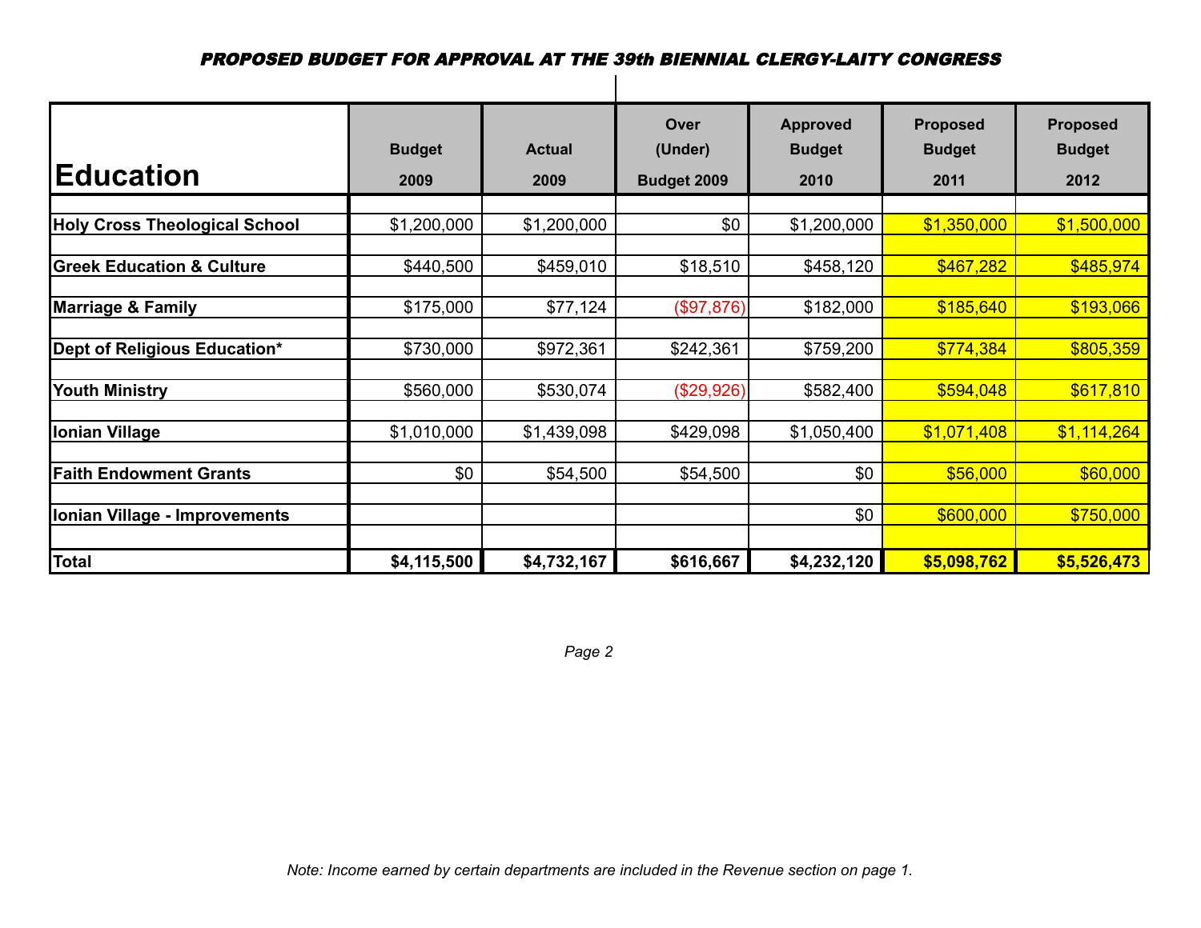***PROPOSED BUDGET FOR APPROVAL AT THE 39th BIENNIAL CLERGY-LAITY CONGRESS***

| Education | Budget 2009 | Actual 2009 | Over (Under) Budget 2009 | Approved Budget 2010 | Proposed Budget 2011 | Proposed Budget 2012 |
|---|---|---|---|---|---|---|
| **Holy Cross Theological School** | $1,200,000 | $1,200,000 | $0 | $1,200,000 | $1,350,000 | $1,500,000 |
| **Greek Education & Culture** | $440,500 | $459,010 | $18,510 | $458,120 | $467,282 | $485,974 |
| **Marriage & Family** | $175,000 | $77,124 | ($97,876) | $182,000 | $185,640 | $193,066 |
| **Dept of Religious Education*** | $730,000 | $972,361 | $242,361 | $759,200 | $774,384 | $805,359 |
| **Youth Ministry** | $560,000 | $530,074 | ($29,926) | $582,400 | $594,048 | $617,810 |
| **Ionian Village** | $1,010,000 | $1,439,098 | $429,098 | $1,050,400 | $1,071,408 | $1,114,264 |
| **Faith Endowment Grants** | $0 | $54,500 | $54,500 | $0 | $56,000 | $60,000 |
| **Ionian Village - Improvements** | | | | $0 | $600,000 | $750,000 |
| **Total** | **$4,115,500** | **$4,732,167** | **$616,667** | **$4,232,120** | **$5,098,762** | **$5,526,473** |

*Note: Income earned by certain departments are included in the Revenue section on page 1.*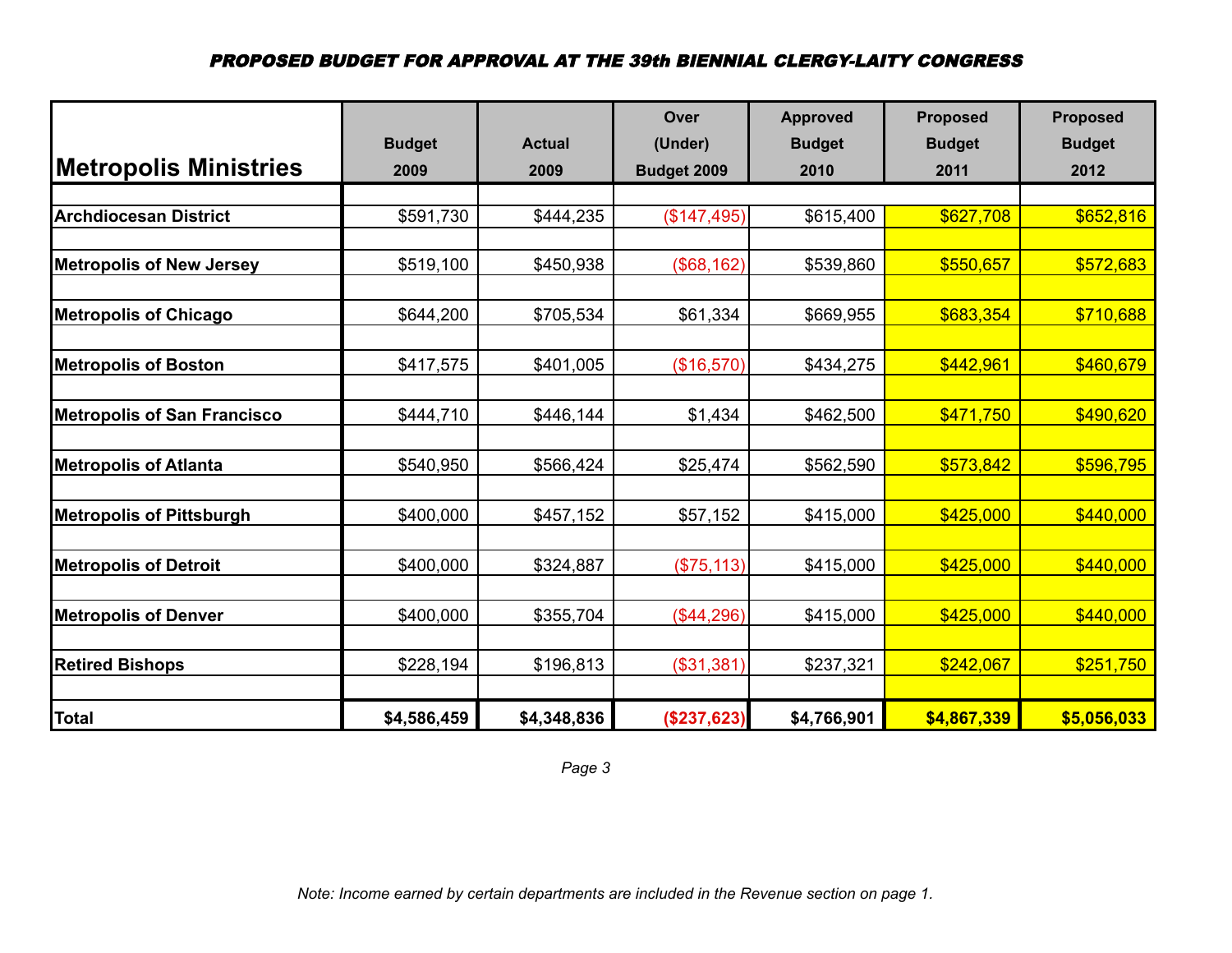***PROPOSED BUDGET FOR APPROVAL AT THE 39th BIENNIAL CLERGY-LAITY CONGRESS***

| Metropolis Ministries | Budget 2009 | Actual 2009 | Over (Under) Budget 2009 | Approved Budget 2010 | Proposed Budget 2011 | Proposed Budget 2012 |
|---|---|---|---|---|---|---|
| **Archdiocesan District** | $591,730 | $444,235 | ($147,495) | $615,400 | $627,708 | $652,816 |
| **Metropolis of New Jersey** | $519,100 | $450,938 | ($68,162) | $539,860 | $550,657 | $572,683 |
| **Metropolis of Chicago** | $644,200 | $705,534 | $61,334 | $669,955 | $683,354 | $710,688 |
| **Metropolis of Boston** | $417,575 | $401,005 | ($16,570) | $434,275 | $442,961 | $460,679 |
| **Metropolis of San Francisco** | $444,710 | $446,144 | $1,434 | $462,500 | $471,750 | $490,620 |
| **Metropolis of Atlanta** | $540,950 | $566,424 | $25,474 | $562,590 | $573,842 | $596,795 |
| **Metropolis of Pittsburgh** | $400,000 | $457,152 | $57,152 | $415,000 | $425,000 | $440,000 |
| **Metropolis of Detroit** | $400,000 | $324,887 | ($75,113) | $415,000 | $425,000 | $440,000 |
| **Metropolis of Denver** | $400,000 | $355,704 | ($44,296) | $415,000 | $425,000 | $440,000 |
| **Retired Bishops** | $228,194 | $196,813 | ($31,381) | $237,321 | $242,067 | $251,750 |
| **Total** | **$4,586,459** | **$4,348,836** | **($237,623)** | **$4,766,901** | **$4,867,339** | **$5,056,033** |

*Note: Income earned by certain departments are included in the Revenue section on page 1.*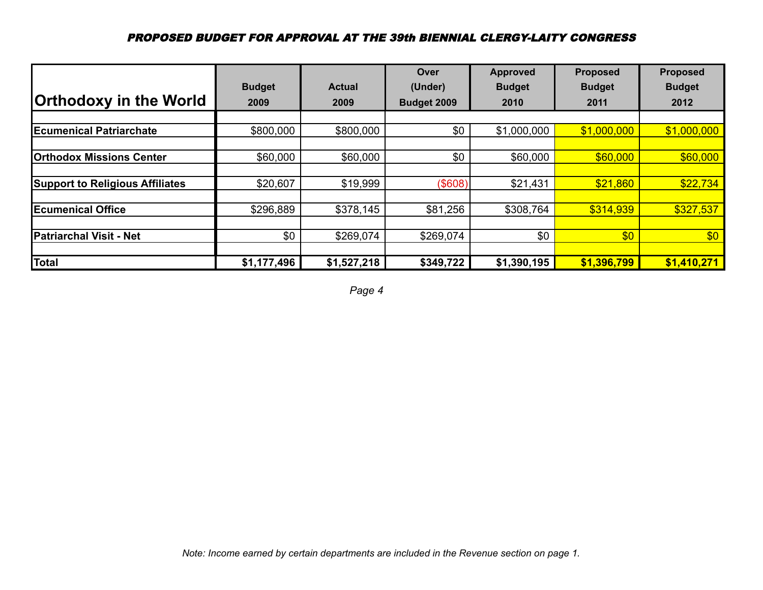***PROPOSED BUDGET FOR APPROVAL AT THE 39th BIENNIAL CLERGY-LAITY CONGRESS***

| Orthodoxy in the World | Budget 2009 | Actual 2009 | Over (Under) Budget 2009 | Approved Budget 2010 | Proposed Budget 2011 | Proposed Budget 2012 |
|---|---|---|---|---|---|---|
| **Ecumenical Patriarchate** | $800,000 | $800,000 | $0 | $1,000,000 | $1,000,000 | $1,000,000 |
| **Orthodox Missions Center** | $60,000 | $60,000 | $0 | $60,000 | $60,000 | $60,000 |
| **Support to Religious Affiliates** | $20,607 | $19,999 | ($608) | $21,431 | $21,860 | $22,734 |
| **Ecumenical Office** | $296,889 | $378,145 | $81,256 | $308,764 | $314,939 | $327,537 |
| **Patriarchal Visit - Net** | $0 | $269,074 | $269,074 | $0 | $0 | $0 |
| **Total** | **$1,177,496** | **$1,527,218** | **$349,722** | **$1,390,195** | **$1,396,799** | **$1,410,271** |

*Note: Income earned by certain departments are included in the Revenue section on page 1.*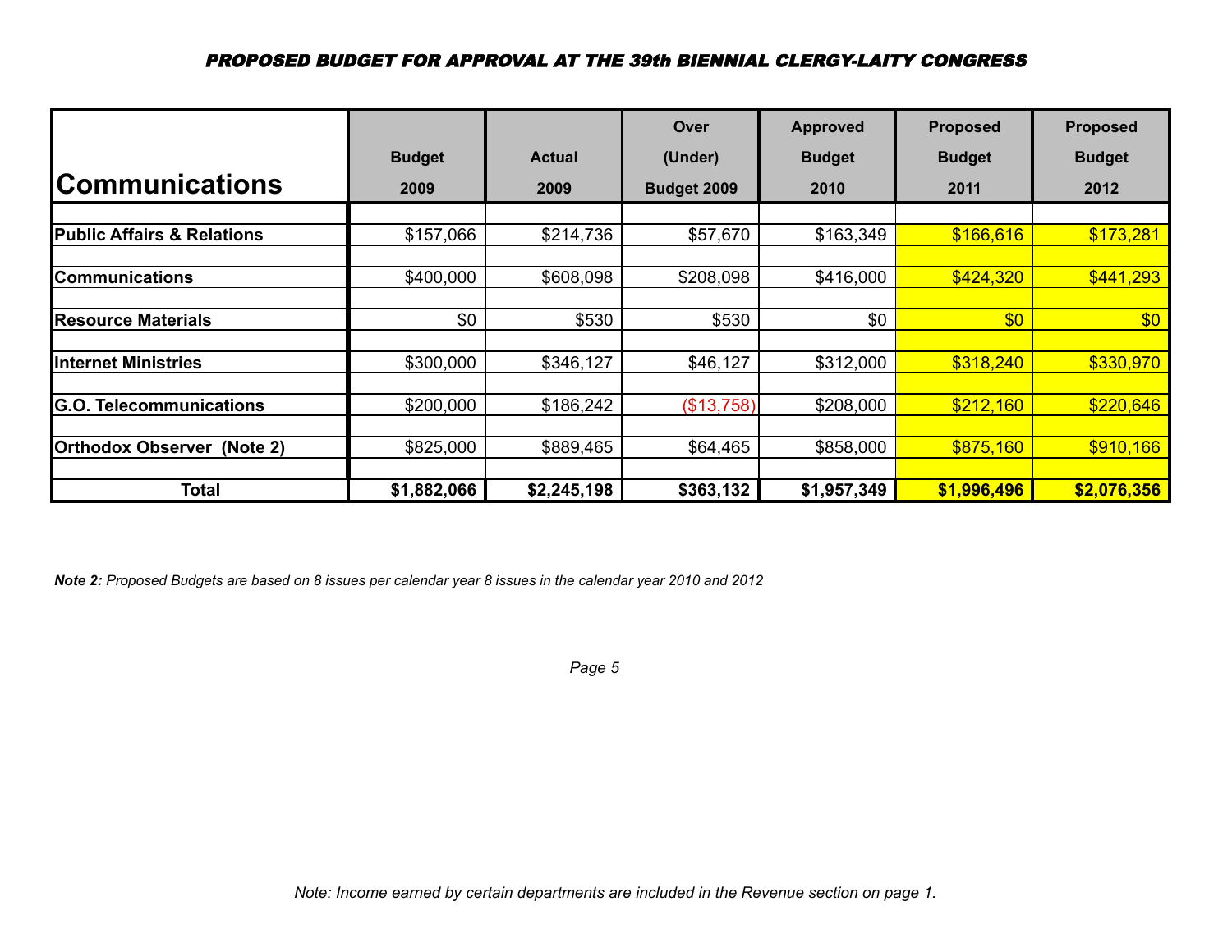*PROPOSED BUDGET FOR APPROVAL AT THE 39th BIENNIAL CLERGY-LAITY CONGRESS*

| Communications | Budget 2009 | Actual 2009 | Over (Under) Budget 2009 | Approved Budget 2010 | Proposed Budget 2011 | Proposed Budget 2012 |
|---|---|---|---|---|---|---|
| **Public Affairs & Relations** | $157,066 | $214,736 | $57,670 | $163,349 | $166,616 | $173,281 |
| **Communications** | $400,000 | $608,098 | $208,098 | $416,000 | $424,320 | $441,293 |
| **Resource Materials** | $0 | $530 | $530 | $0 | $0 | $0 |
| **Internet Ministries** | $300,000 | $346,127 | $46,127 | $312,000 | $318,240 | $330,970 |
| **G.O. Telecommunications** | $200,000 | $186,242 | ($13,758) | $208,000 | $212,160 | $220,646 |
| **Orthodox Observer (Note 2)** | $825,000 | $889,465 | $64,465 | $858,000 | $875,160 | $910,166 |
| **Total** | **$1,882,066** | **$2,245,198** | **$363,132** | **$1,957,349** | **$1,996,496** | **$2,076,356** |

***Note 2:*** *Proposed Budgets are based on 8 issues per calendar year 8 issues in the calendar year 2010 and 2012*

*Note: Income earned by certain departments are included in the Revenue section on page 1.*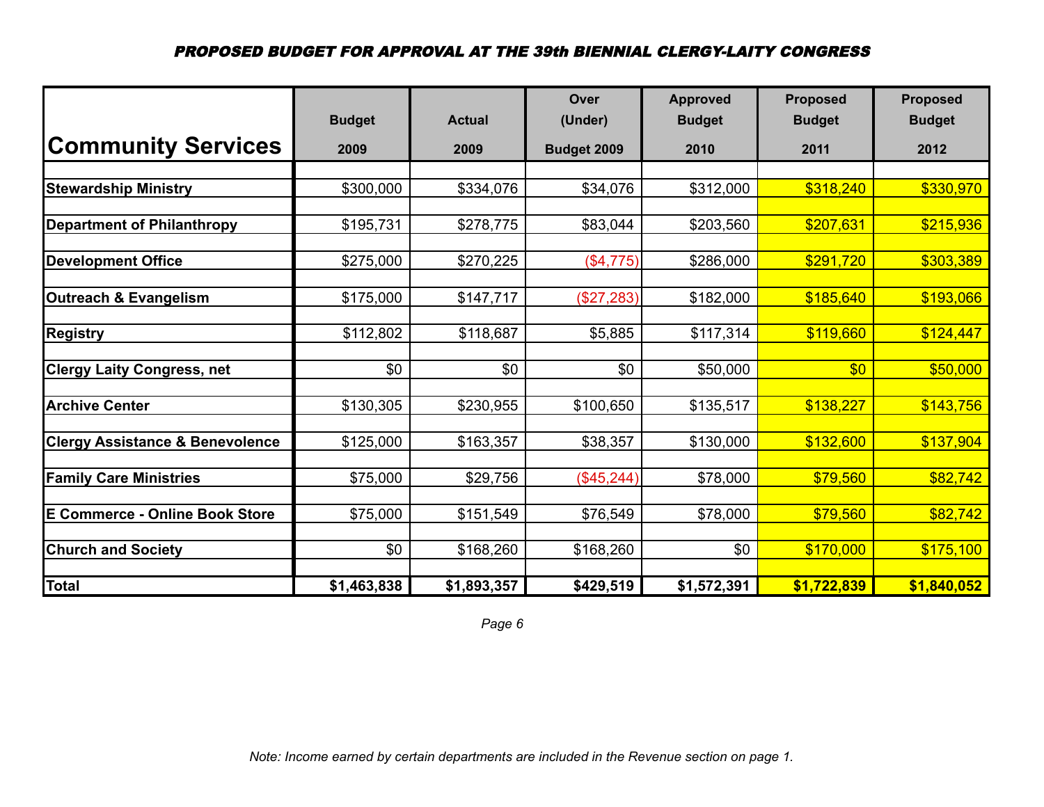***PROPOSED BUDGET FOR APPROVAL AT THE 39th BIENNIAL CLERGY-LAITY CONGRESS***

| Community Services | Budget 2009 | Actual 2009 | Over (Under) Budget 2009 | Approved Budget 2010 | Proposed Budget 2011 | Proposed Budget 2012 |
|---|---|---|---|---|---|---|
| **Stewardship Ministry** | $300,000 | $334,076 | $34,076 | $312,000 | $318,240 | $330,970 |
| **Department of Philanthropy** | $195,731 | $278,775 | $83,044 | $203,560 | $207,631 | $215,936 |
| **Development Office** | $275,000 | $270,225 | ($4,775) | $286,000 | $291,720 | $303,389 |
| **Outreach & Evangelism** | $175,000 | $147,717 | ($27,283) | $182,000 | $185,640 | $193,066 |
| **Registry** | $112,802 | $118,687 | $5,885 | $117,314 | $119,660 | $124,447 |
| **Clergy Laity Congress, net** | $0 | $0 | $0 | $50,000 | $0 | $50,000 |
| **Archive Center** | $130,305 | $230,955 | $100,650 | $135,517 | $138,227 | $143,756 |
| **Clergy Assistance & Benevolence** | $125,000 | $163,357 | $38,357 | $130,000 | $132,600 | $137,904 |
| **Family Care Ministries** | $75,000 | $29,756 | ($45,244) | $78,000 | $79,560 | $82,742 |
| **E Commerce - Online Book Store** | $75,000 | $151,549 | $76,549 | $78,000 | $79,560 | $82,742 |
| **Church and Society** | $0 | $168,260 | $168,260 | $0 | $170,000 | $175,100 |
| **Total** | **$1,463,838** | **$1,893,357** | **$429,519** | **$1,572,391** | **$1,722,839** | **$1,840,052** |

*Note: Income earned by certain departments are included in the Revenue section on page 1.*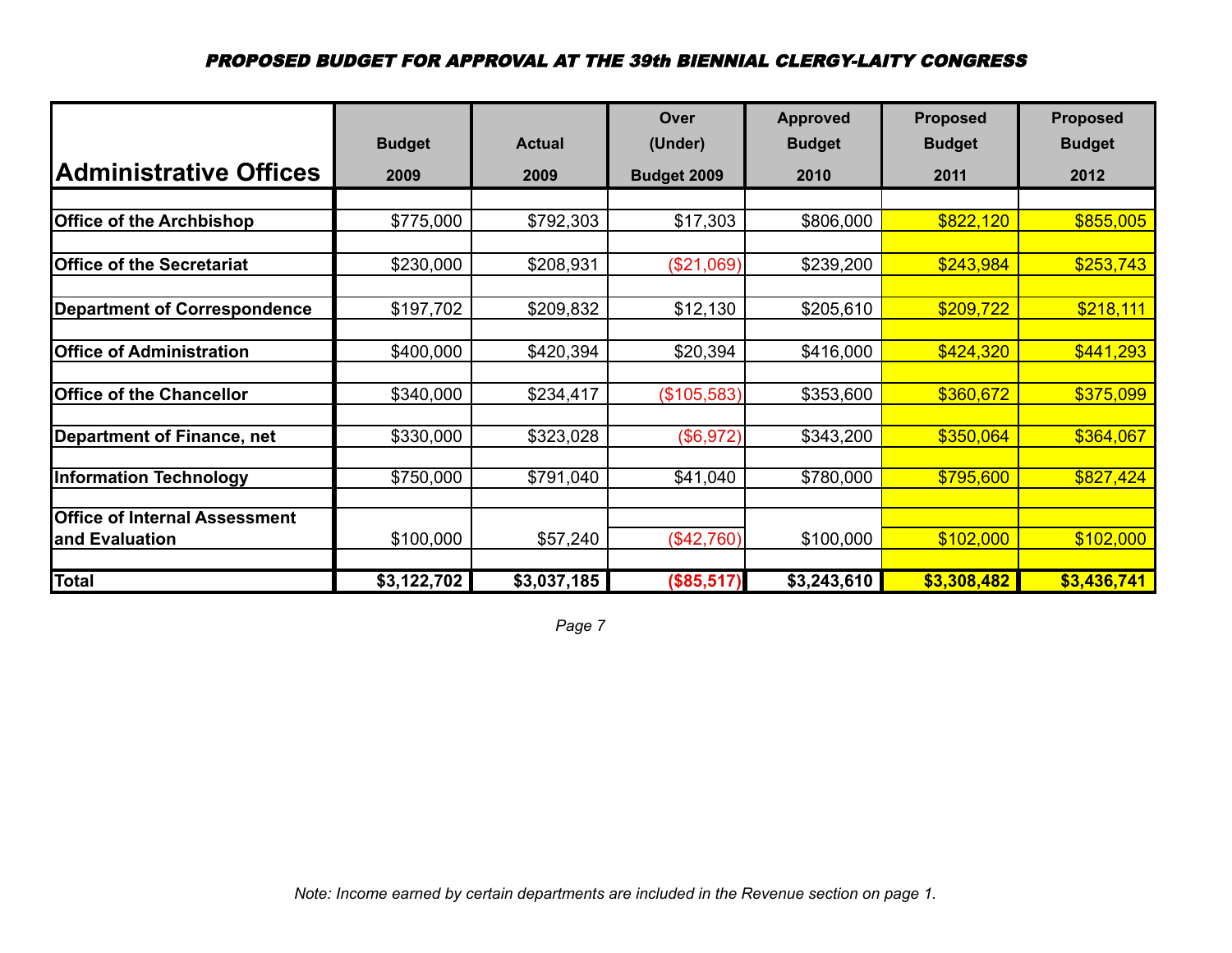## *PROPOSED BUDGET FOR APPROVAL AT THE 39th BIENNIAL CLERGY-LAITY CONGRESS*

| Administrative Offices | Budget 2009 | Actual 2009 | Over (Under) Budget 2009 | Approved Budget 2010 | Proposed Budget 2011 | Proposed Budget 2012 |
|---|---|---|---|---|---|---|
| **Office of the Archbishop** | $775,000 | $792,303 | $17,303 | $806,000 | $822,120 | $855,005 |
| **Office of the Secretariat** | $230,000 | $208,931 | ($21,069) | $239,200 | $243,984 | $253,743 |
| **Department of Correspondence** | $197,702 | $209,832 | $12,130 | $205,610 | $209,722 | $218,111 |
| **Office of Administration** | $400,000 | $420,394 | $20,394 | $416,000 | $424,320 | $441,293 |
| **Office of the Chancellor** | $340,000 | $234,417 | ($105,583) | $353,600 | $360,672 | $375,099 |
| **Department of Finance, net** | $330,000 | $323,028 | ($6,972) | $343,200 | $350,064 | $364,067 |
| **Information Technology** | $750,000 | $791,040 | $41,040 | $780,000 | $795,600 | $827,424 |
| **Office of Internal Assessment and Evaluation** | $100,000 | $57,240 | ($42,760) | $100,000 | $102,000 | $102,000 |
| **Total** | **$3,122,702** | **$3,037,185** | **($85,517)** | **$3,243,610** | **$3,308,482** | **$3,436,741** |

*Note: Income earned by certain departments are included in the Revenue section on page 1.*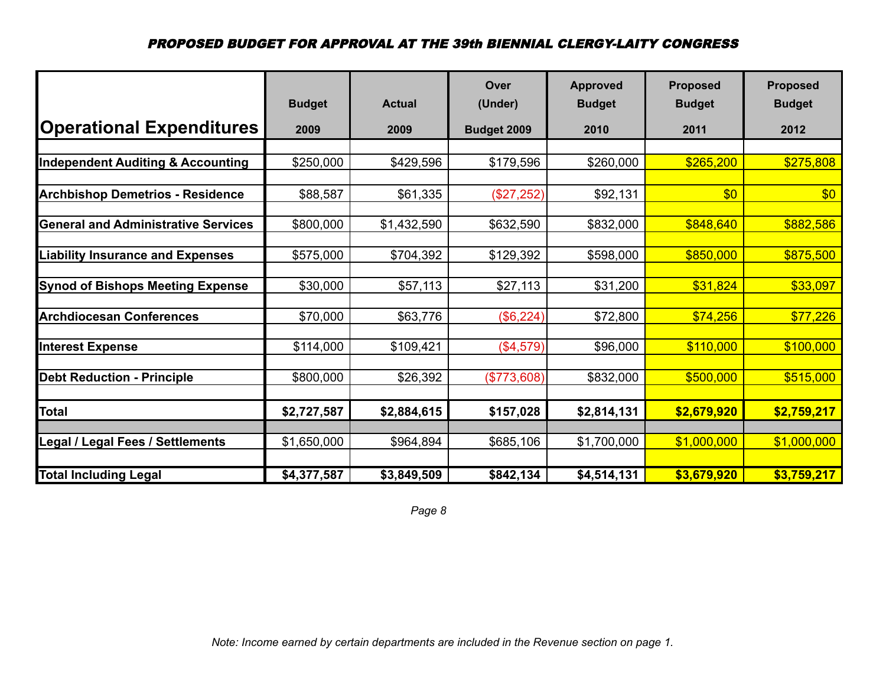***PROPOSED BUDGET FOR APPROVAL AT THE 39th BIENNIAL CLERGY-LAITY CONGRESS***

| Operational Expenditures | Budget 2009 | Actual 2009 | Over (Under) Budget 2009 | Approved Budget 2010 | Proposed Budget 2011 | Proposed Budget 2012 |
|---|---|---|---|---|---|---|
| **Independent Auditing & Accounting** | $250,000 | $429,596 | $179,596 | $260,000 | $265,200 | $275,808 |
| **Archbishop Demetrios - Residence** | $88,587 | $61,335 | ($27,252) | $92,131 | $0 | $0 |
| **General and Administrative Services** | $800,000 | $1,432,590 | $632,590 | $832,000 | $848,640 | $882,586 |
| **Liability Insurance and Expenses** | $575,000 | $704,392 | $129,392 | $598,000 | $850,000 | $875,500 |
| **Synod of Bishops Meeting Expense** | $30,000 | $57,113 | $27,113 | $31,200 | $31,824 | $33,097 |
| **Archdiocesan Conferences** | $70,000 | $63,776 | ($6,224) | $72,800 | $74,256 | $77,226 |
| **Interest Expense** | $114,000 | $109,421 | ($4,579) | $96,000 | $110,000 | $100,000 |
| **Debt Reduction - Principle** | $800,000 | $26,392 | ($773,608) | $832,000 | $500,000 | $515,000 |
| **Total** | **$2,727,587** | **$2,884,615** | **$157,028** | **$2,814,131** | **$2,679,920** | **$2,759,217** |
| **Legal / Legal Fees / Settlements** | $1,650,000 | $964,894 | $685,106 | $1,700,000 | $1,000,000 | $1,000,000 |
| **Total Including Legal** | **$4,377,587** | **$3,849,509** | **$842,134** | **$4,514,131** | **$3,679,920** | **$3,759,217** |

*Note: Income earned by certain departments are included in the Revenue section on page 1.*